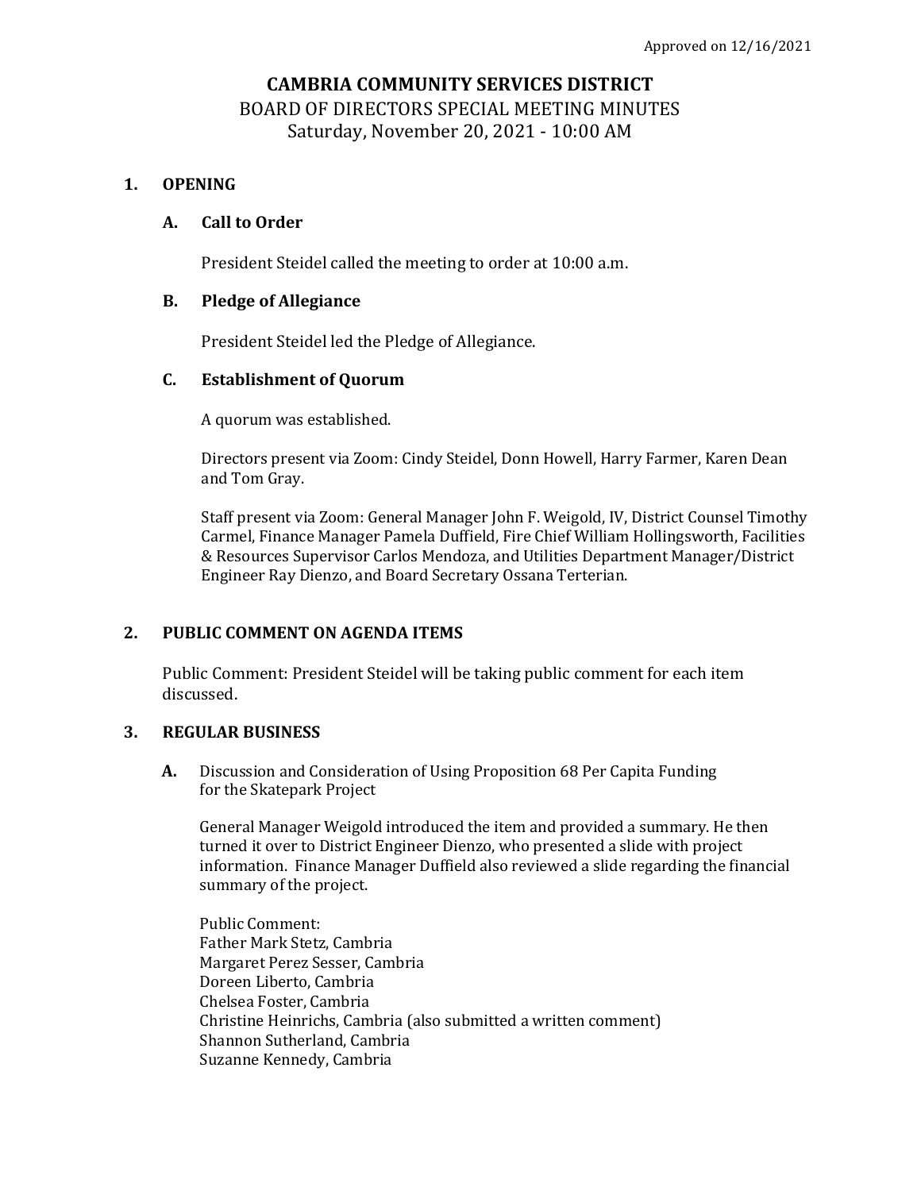Approved on 12/16/2021

# CAMBRIA COMMUNITY SERVICES DISTRICT

BOARD OF DIRECTORS SPECIAL MEETING MINUTES

Saturday, November 20, 2021 - 10:00 AM

## 1. OPENING

### A. Call to Order

President Steidel called the meeting to order at 10:00 a.m.

### B. Pledge of Allegiance

President Steidel led the Pledge of Allegiance.

### C. Establishment of Quorum

A quorum was established.

Directors present via Zoom: Cindy Steidel, Donn Howell, Harry Farmer, Karen Dean and Tom Gray.

Staff present via Zoom: General Manager John F. Weigold, IV, District Counsel Timothy Carmel, Finance Manager Pamela Duffield, Fire Chief William Hollingsworth, Facilities & Resources Supervisor Carlos Mendoza, and Utilities Department Manager/District Engineer Ray Dienzo, and Board Secretary Ossana Terterian.

## 2. PUBLIC COMMENT ON AGENDA ITEMS

Public Comment: President Steidel will be taking public comment for each item discussed.

## 3. REGULAR BUSINESS

**A.** Discussion and Consideration of Using Proposition 68 Per Capita Funding for the Skatepark Project

General Manager Weigold introduced the item and provided a summary. He then turned it over to District Engineer Dienzo, who presented a slide with project information. Finance Manager Duffield also reviewed a slide regarding the financial summary of the project.

Public Comment:
Father Mark Stetz, Cambria
Margaret Perez Sesser, Cambria
Doreen Liberto, Cambria
Chelsea Foster, Cambria
Christine Heinrichs, Cambria (also submitted a written comment)
Shannon Sutherland, Cambria
Suzanne Kennedy, Cambria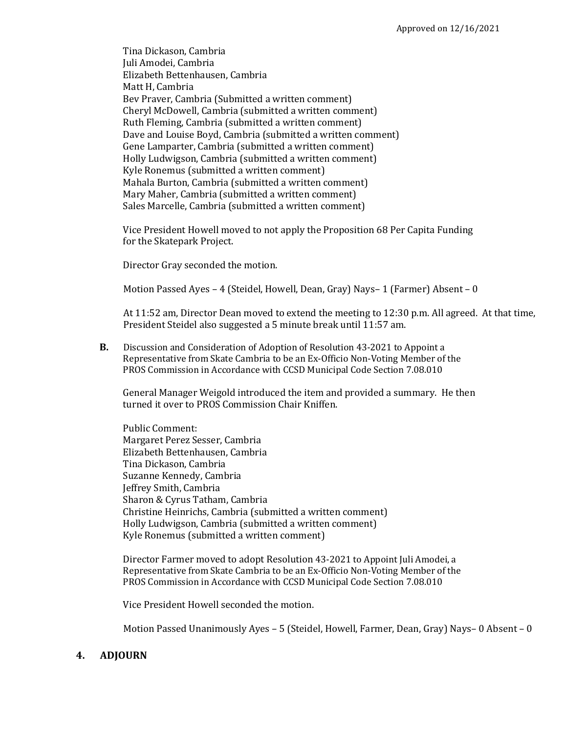Approved on 12/16/2021

Tina Dickason, Cambria
Juli Amodei, Cambria
Elizabeth Bettenhausen, Cambria
Matt H, Cambria
Bev Praver, Cambria (Submitted a written comment)
Cheryl McDowell, Cambria (submitted a written comment)
Ruth Fleming, Cambria (submitted a written comment)
Dave and Louise Boyd, Cambria (submitted a written comment)
Gene Lamparter, Cambria (submitted a written comment)
Holly Ludwigson, Cambria (submitted a written comment)
Kyle Ronemus (submitted a written comment)
Mahala Burton, Cambria (submitted a written comment)
Mary Maher, Cambria (submitted a written comment)
Sales Marcelle, Cambria (submitted a written comment)

Vice President Howell moved to not apply the Proposition 68 Per Capita Funding for the Skatepark Project.

Director Gray seconded the motion.

Motion Passed Ayes – 4 (Steidel, Howell, Dean, Gray) Nays– 1 (Farmer) Absent – 0

At 11:52 am, Director Dean moved to extend the meeting to 12:30 p.m. All agreed. At that time, President Steidel also suggested a 5 minute break until 11:57 am.

**B.** Discussion and Consideration of Adoption of Resolution 43-2021 to Appoint a Representative from Skate Cambria to be an Ex-Officio Non-Voting Member of the PROS Commission in Accordance with CCSD Municipal Code Section 7.08.010

General Manager Weigold introduced the item and provided a summary. He then turned it over to PROS Commission Chair Kniffen.

Public Comment:
Margaret Perez Sesser, Cambria
Elizabeth Bettenhausen, Cambria
Tina Dickason, Cambria
Suzanne Kennedy, Cambria
Jeffrey Smith, Cambria
Sharon & Cyrus Tatham, Cambria
Christine Heinrichs, Cambria (submitted a written comment)
Holly Ludwigson, Cambria (submitted a written comment)
Kyle Ronemus (submitted a written comment)

Director Farmer moved to adopt Resolution 43-2021 to Appoint Juli Amodei, a Representative from Skate Cambria to be an Ex-Officio Non-Voting Member of the PROS Commission in Accordance with CCSD Municipal Code Section 7.08.010

Vice President Howell seconded the motion.

Motion Passed Unanimously Ayes – 5 (Steidel, Howell, Farmer, Dean, Gray) Nays– 0 Absent – 0

## 4. ADJOURN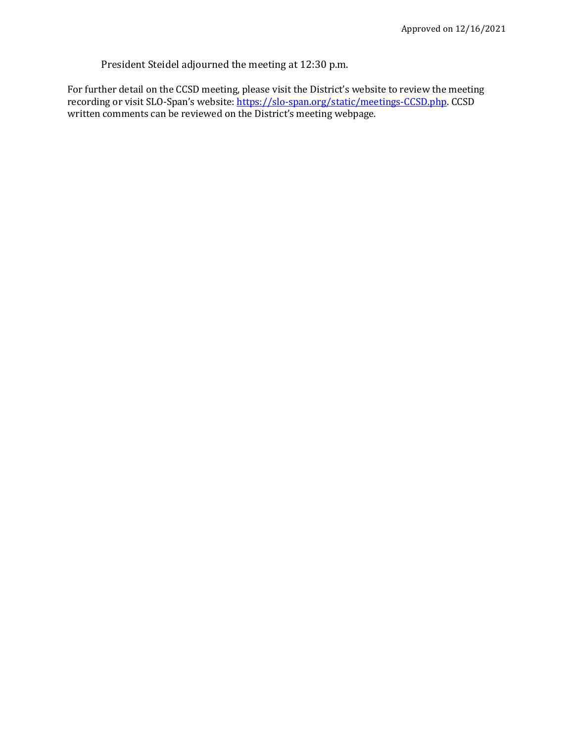Approved on 12/16/2021

President Steidel adjourned the meeting at 12:30 p.m.

For further detail on the CCSD meeting, please visit the District's website to review the meeting recording or visit SLO-Span's website: https://slo-span.org/static/meetings-CCSD.php. CCSD written comments can be reviewed on the District's meeting webpage.